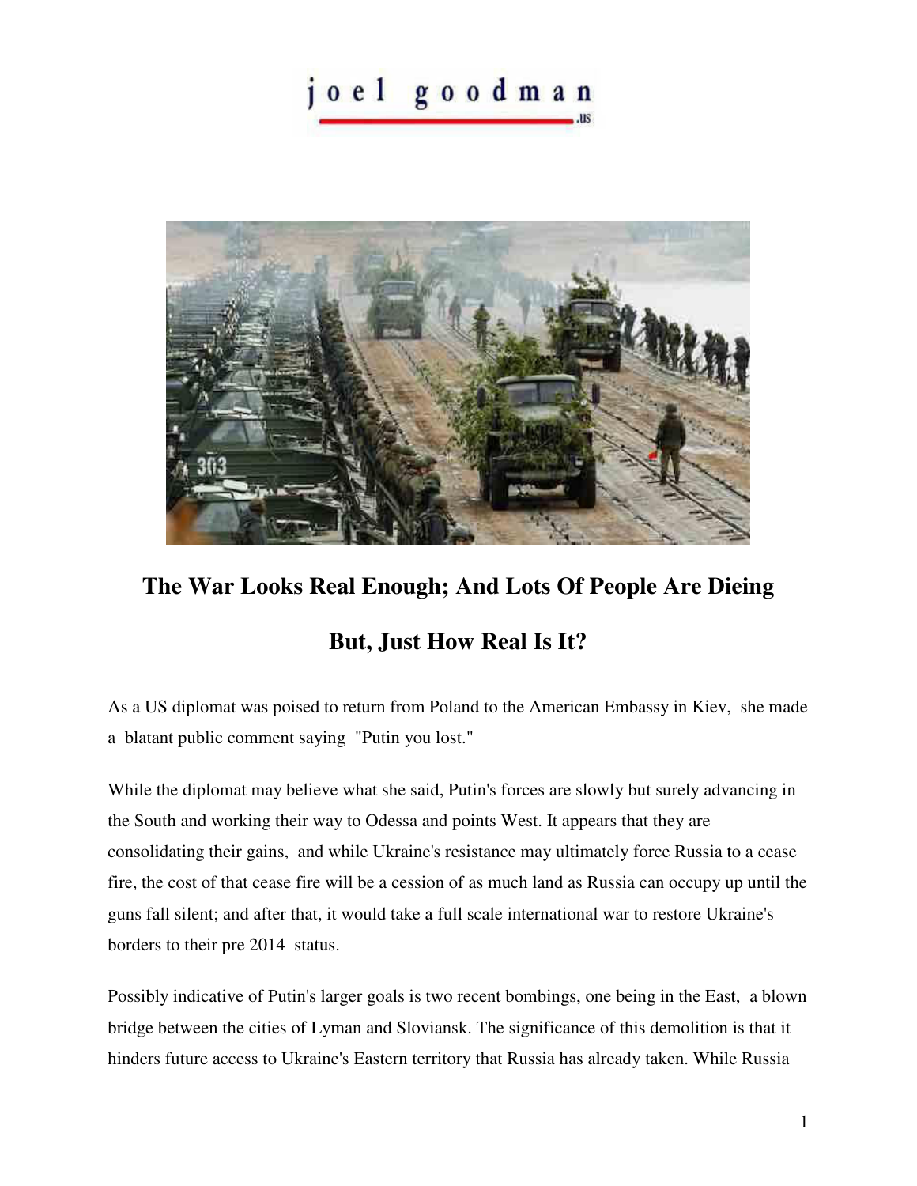# joel goodman .us

## The War Looks Real Enough; And Lots Of People Are Dieing

## But, Just How Real Is It?

As a US diplomat was poised to return from Poland to the American Embassy in Kiev, she made a blatant public comment saying "Putin you lost."

While the diplomat may believe what she said, Putin's forces are slowly but surely advancing in the South and working their way to Odessa and points West. It appears that they are consolidating their gains, and while Ukraine's resistance may ultimately force Russia to a cease fire, the cost of that cease fire will be a cession of as much land as Russia can occupy up until the guns fall silent; and after that, it would take a full scale international war to restore Ukraine's borders to their pre 2014 status.

Possibly indicative of Putin's larger goals is two recent bombings, one being in the East, a blown bridge between the cities of Lyman and Sloviansk. The significance of this demolition is that it hinders future access to Ukraine's Eastern territory that Russia has already taken. While Russia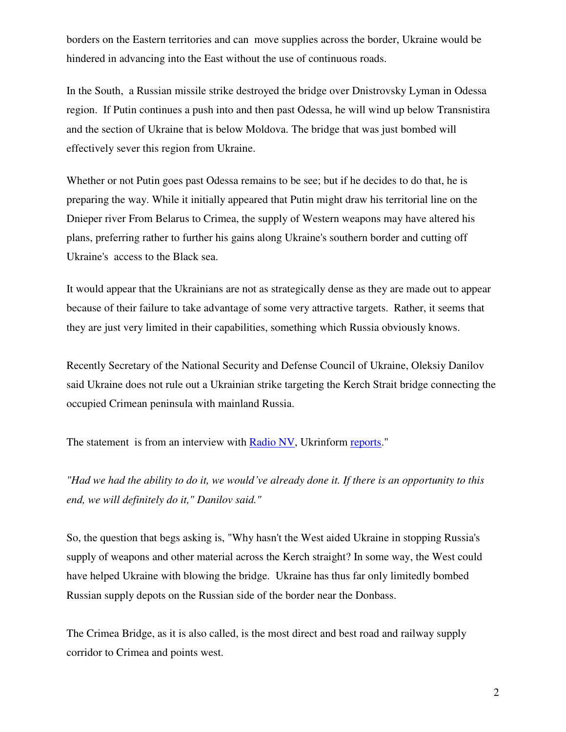borders on the Eastern territories and can move supplies across the border, Ukraine would be hindered in advancing into the East without the use of continuous roads.

In the South, a Russian missile strike destroyed the bridge over Dnistrovsky Lyman in Odessa region. If Putin continues a push into and then past Odessa, he will wind up below Transnistira and the section of Ukraine that is below Moldova. The bridge that was just bombed will effectively sever this region from Ukraine.

Whether or not Putin goes past Odessa remains to be see; but if he decides to do that, he is preparing the way. While it initially appeared that Putin might draw his territorial line on the Dnieper river From Belarus to Crimea, the supply of Western weapons may have altered his plans, preferring rather to further his gains along Ukraine's southern border and cutting off Ukraine's access to the Black sea.

It would appear that the Ukrainians are not as strategically dense as they are made out to appear because of their failure to take advantage of some very attractive targets. Rather, it seems that they are just very limited in their capabilities, something which Russia obviously knows.

Recently Secretary of the National Security and Defense Council of Ukraine, Oleksiy Danilov said Ukraine does not rule out a Ukrainian strike targeting the Kerch Strait bridge connecting the occupied Crimean peninsula with mainland Russia.

The statement is from an interview with [Radio NV](), Ukrinform [reports]()."

*"Had we had the ability to do it, we would've already done it. If there is an opportunity to this end, we will definitely do it," Danilov said."*

So, the question that begs asking is, "Why hasn't the West aided Ukraine in stopping Russia's supply of weapons and other material across the Kerch straight? In some way, the West could have helped Ukraine with blowing the bridge. Ukraine has thus far only limitedly bombed Russian supply depots on the Russian side of the border near the Donbass.

The Crimea Bridge, as it is also called, is the most direct and best road and railway supply corridor to Crimea and points west.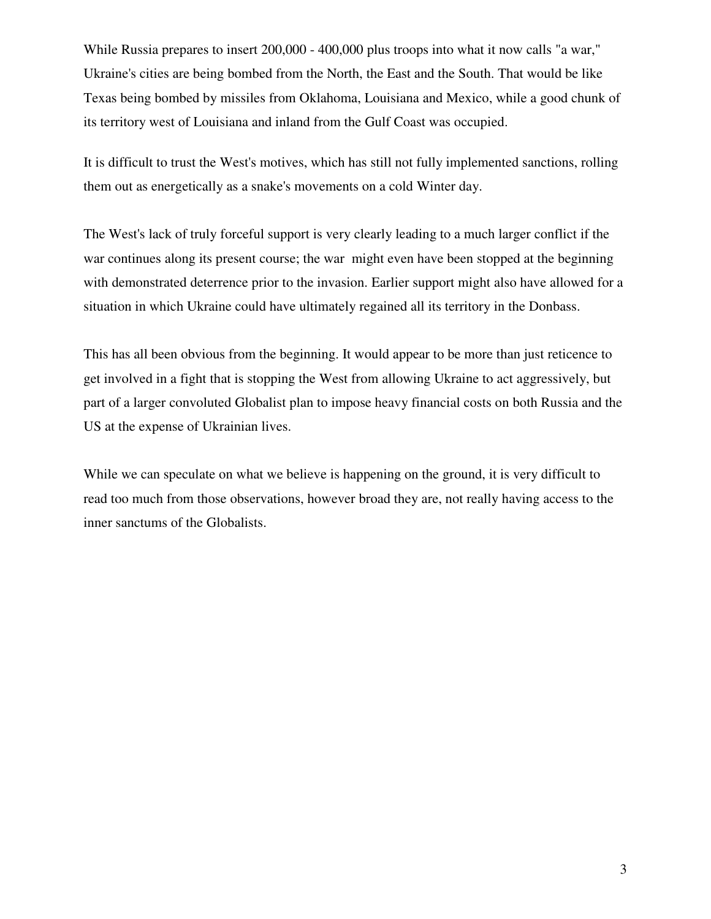While Russia prepares to insert 200,000 - 400,000 plus troops into what it now calls "a war," Ukraine's cities are being bombed from the North, the East and the South. That would be like Texas being bombed by missiles from Oklahoma, Louisiana and Mexico, while a good chunk of its territory west of Louisiana and inland from the Gulf Coast was occupied.

It is difficult to trust the West's motives, which has still not fully implemented sanctions, rolling them out as energetically as a snake's movements on a cold Winter day.

The West's lack of truly forceful support is very clearly leading to a much larger conflict if the war continues along its present course; the war might even have been stopped at the beginning with demonstrated deterrence prior to the invasion. Earlier support might also have allowed for a situation in which Ukraine could have ultimately regained all its territory in the Donbass.

This has all been obvious from the beginning. It would appear to be more than just reticence to get involved in a fight that is stopping the West from allowing Ukraine to act aggressively, but part of a larger convoluted Globalist plan to impose heavy financial costs on both Russia and the US at the expense of Ukrainian lives.

While we can speculate on what we believe is happening on the ground, it is very difficult to read too much from those observations, however broad they are, not really having access to the inner sanctums of the Globalists.